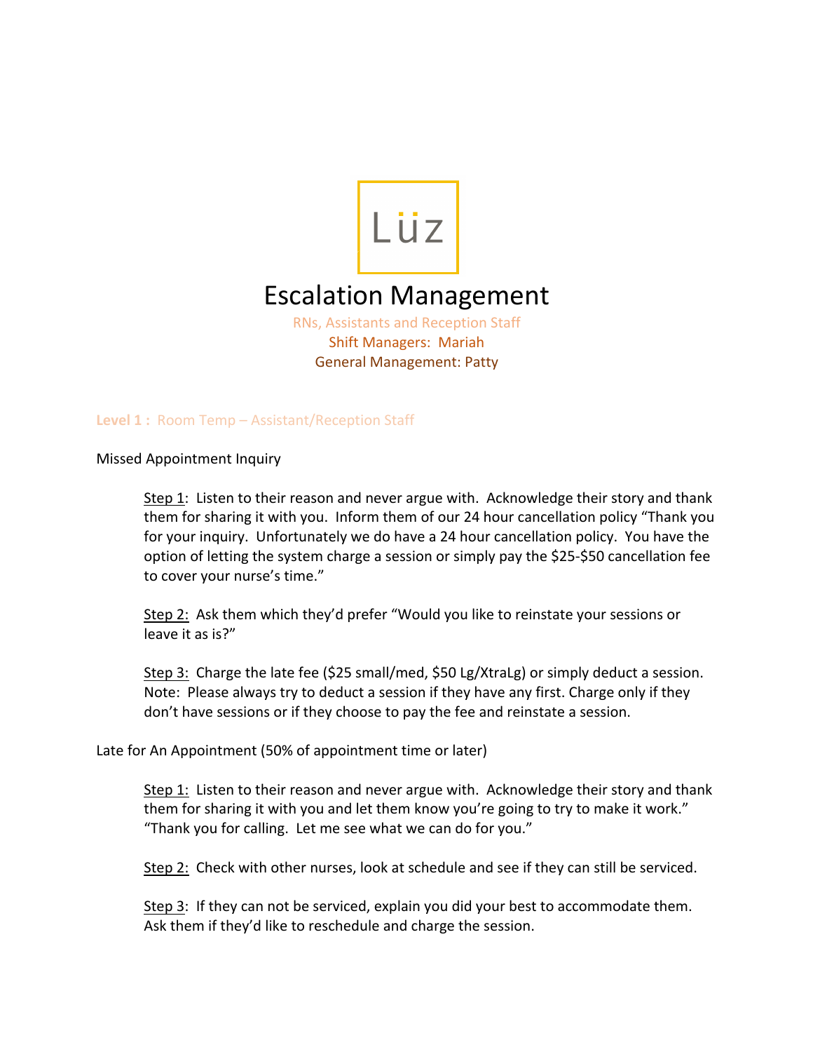Lüz

# Escalation Management

RNs, Assistants and Reception Staff
Shift Managers: Mariah
General Management: Patty

## Level 1 : Room Temp – Assistant/Reception Staff

### Missed Appointment Inquiry

Step 1: Listen to their reason and never argue with. Acknowledge their story and thank them for sharing it with you. Inform them of our 24 hour cancellation policy "Thank you for your inquiry. Unfortunately we do have a 24 hour cancellation policy. You have the option of letting the system charge a session or simply pay the $25-$50 cancellation fee to cover your nurse's time."

Step 2: Ask them which they'd prefer "Would you like to reinstate your sessions or leave it as is?"

Step 3: Charge the late fee ($25 small/med, $50 Lg/XtraLg) or simply deduct a session. Note: Please always try to deduct a session if they have any first. Charge only if they don't have sessions or if they choose to pay the fee and reinstate a session.

### Late for An Appointment (50% of appointment time or later)

Step 1: Listen to their reason and never argue with. Acknowledge their story and thank them for sharing it with you and let them know you're going to try to make it work." "Thank you for calling. Let me see what we can do for you."

Step 2: Check with other nurses, look at schedule and see if they can still be serviced.

Step 3: If they can not be serviced, explain you did your best to accommodate them. Ask them if they'd like to reschedule and charge the session.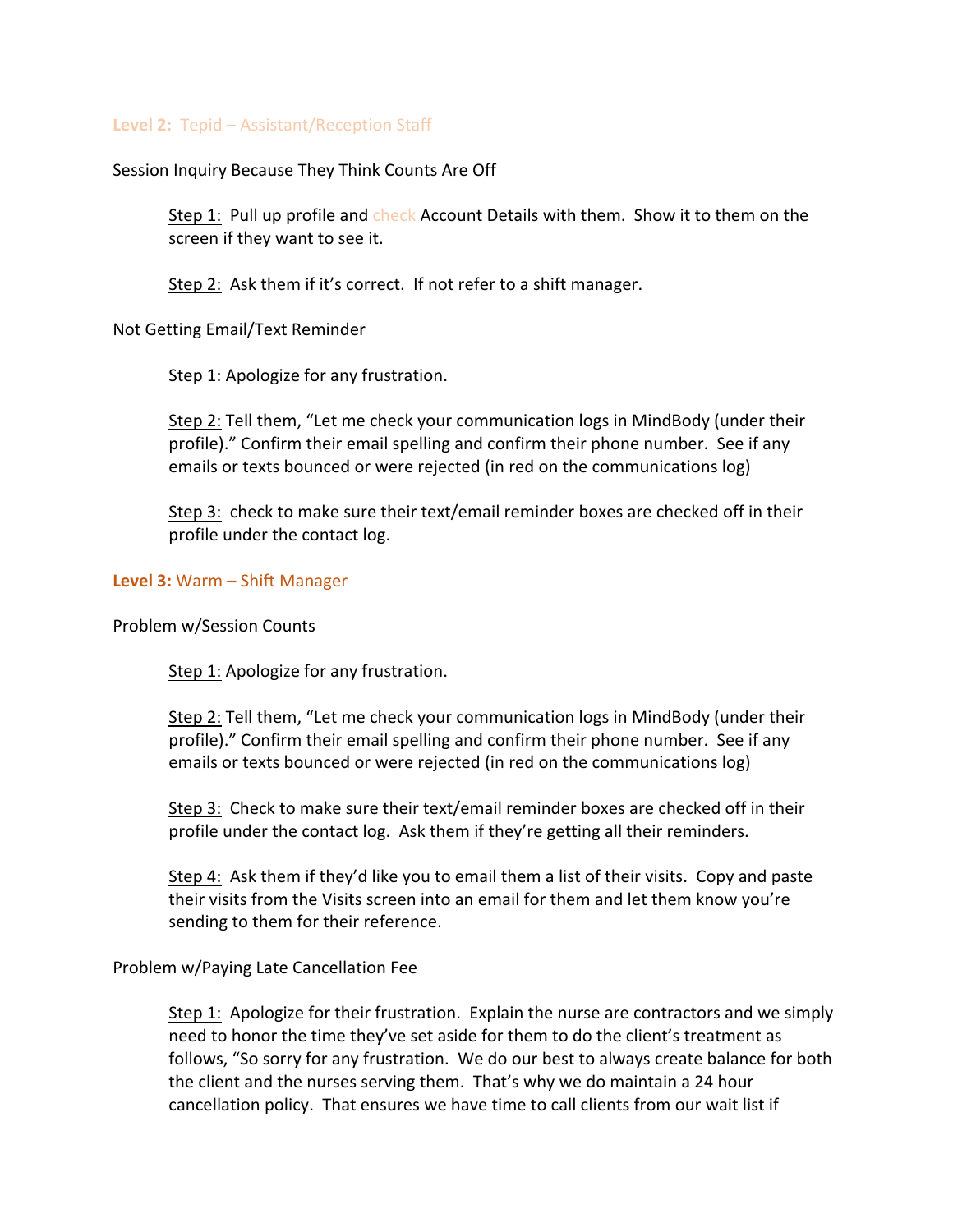**Level 2:** Tepid – Assistant/Reception Staff

Session Inquiry Because They Think Counts Are Off

> <u>Step 1:</u> Pull up profile and check Account Details with them. Show it to them on the screen if they want to see it.
>
> <u>Step 2:</u> Ask them if it's correct. If not refer to a shift manager.

Not Getting Email/Text Reminder

> <u>Step 1:</u> Apologize for any frustration.
>
> <u>Step 2:</u> Tell them, "Let me check your communication logs in MindBody (under their profile)." Confirm their email spelling and confirm their phone number. See if any emails or texts bounced or were rejected (in red on the communications log)
>
> <u>Step 3:</u> check to make sure their text/email reminder boxes are checked off in their profile under the contact log.

**Level 3:** Warm – Shift Manager

Problem w/Session Counts

> <u>Step 1:</u> Apologize for any frustration.
>
> <u>Step 2:</u> Tell them, "Let me check your communication logs in MindBody (under their profile)." Confirm their email spelling and confirm their phone number. See if any emails or texts bounced or were rejected (in red on the communications log)
>
> <u>Step 3:</u> Check to make sure their text/email reminder boxes are checked off in their profile under the contact log. Ask them if they're getting all their reminders.
>
> <u>Step 4:</u> Ask them if they'd like you to email them a list of their visits. Copy and paste their visits from the Visits screen into an email for them and let them know you're sending to them for their reference.

Problem w/Paying Late Cancellation Fee

> <u>Step 1:</u> Apologize for their frustration. Explain the nurse are contractors and we simply need to honor the time they've set aside for them to do the client's treatment as follows, "So sorry for any frustration. We do our best to always create balance for both the client and the nurses serving them. That's why we do maintain a 24 hour cancellation policy. That ensures we have time to call clients from our wait list if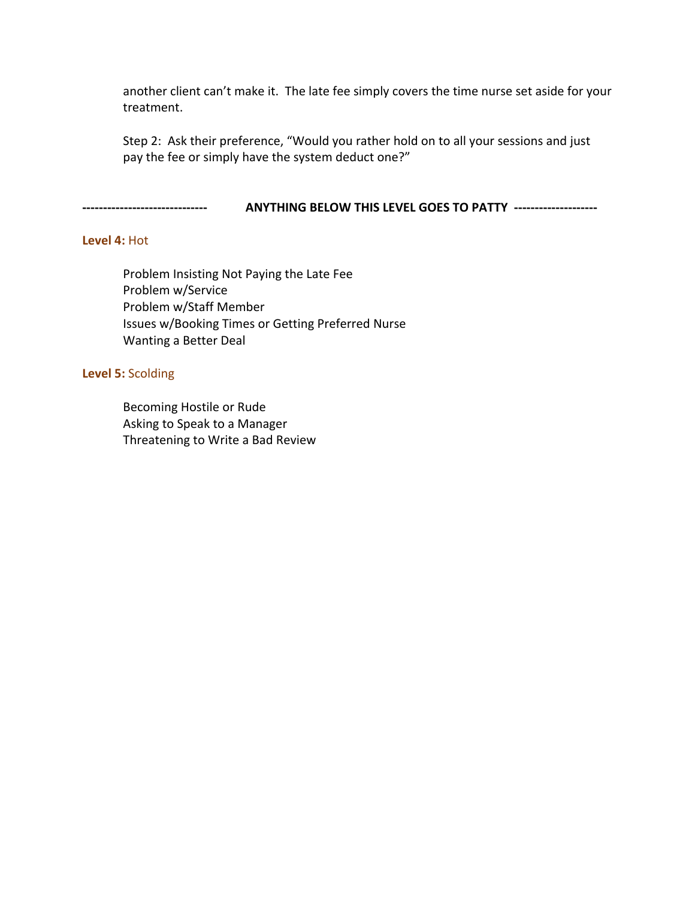another client can't make it. The late fee simply covers the time nurse set aside for your treatment.

Step 2: Ask their preference, "Would you rather hold on to all your sessions and just pay the fee or simply have the system deduct one?"

**----------------------------- ANYTHING BELOW THIS LEVEL GOES TO PATTY --------------------**

**Level 4:** Hot

Problem Insisting Not Paying the Late Fee
Problem w/Service
Problem w/Staff Member
Issues w/Booking Times or Getting Preferred Nurse
Wanting a Better Deal

**Level 5:** Scolding

Becoming Hostile or Rude
Asking to Speak to a Manager
Threatening to Write a Bad Review